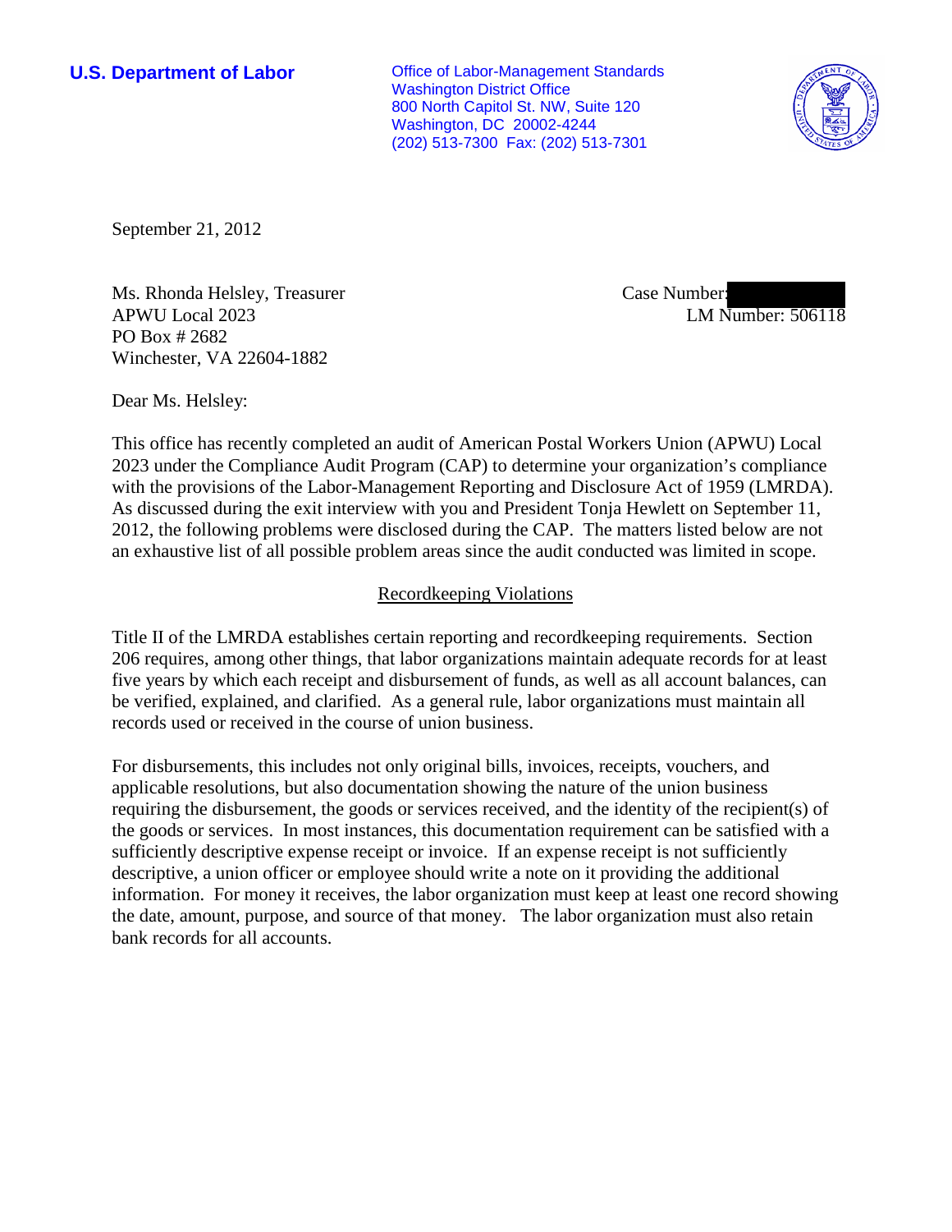**U.S. Department of Labor**

Office of Labor-Management Standards
Washington District Office
800 North Capitol St. NW, Suite 120
Washington, DC 20002-4244
(202) 513-7300 Fax: (202) 513-7301

September 21, 2012

Ms. Rhonda Helsley, Treasurer
APWU Local 2023
PO Box # 2682
Winchester, VA 22604-1882

Case Number:
LM Number: 506118

Dear Ms. Helsley:

This office has recently completed an audit of American Postal Workers Union (APWU) Local 2023 under the Compliance Audit Program (CAP) to determine your organization's compliance with the provisions of the Labor-Management Reporting and Disclosure Act of 1959 (LMRDA). As discussed during the exit interview with you and President Tonja Hewlett on September 11, 2012, the following problems were disclosed during the CAP. The matters listed below are not an exhaustive list of all possible problem areas since the audit conducted was limited in scope.

## Recordkeeping Violations

Title II of the LMRDA establishes certain reporting and recordkeeping requirements. Section 206 requires, among other things, that labor organizations maintain adequate records for at least five years by which each receipt and disbursement of funds, as well as all account balances, can be verified, explained, and clarified. As a general rule, labor organizations must maintain all records used or received in the course of union business.

For disbursements, this includes not only original bills, invoices, receipts, vouchers, and applicable resolutions, but also documentation showing the nature of the union business requiring the disbursement, the goods or services received, and the identity of the recipient(s) of the goods or services. In most instances, this documentation requirement can be satisfied with a sufficiently descriptive expense receipt or invoice. If an expense receipt is not sufficiently descriptive, a union officer or employee should write a note on it providing the additional information. For money it receives, the labor organization must keep at least one record showing the date, amount, purpose, and source of that money. The labor organization must also retain bank records for all accounts.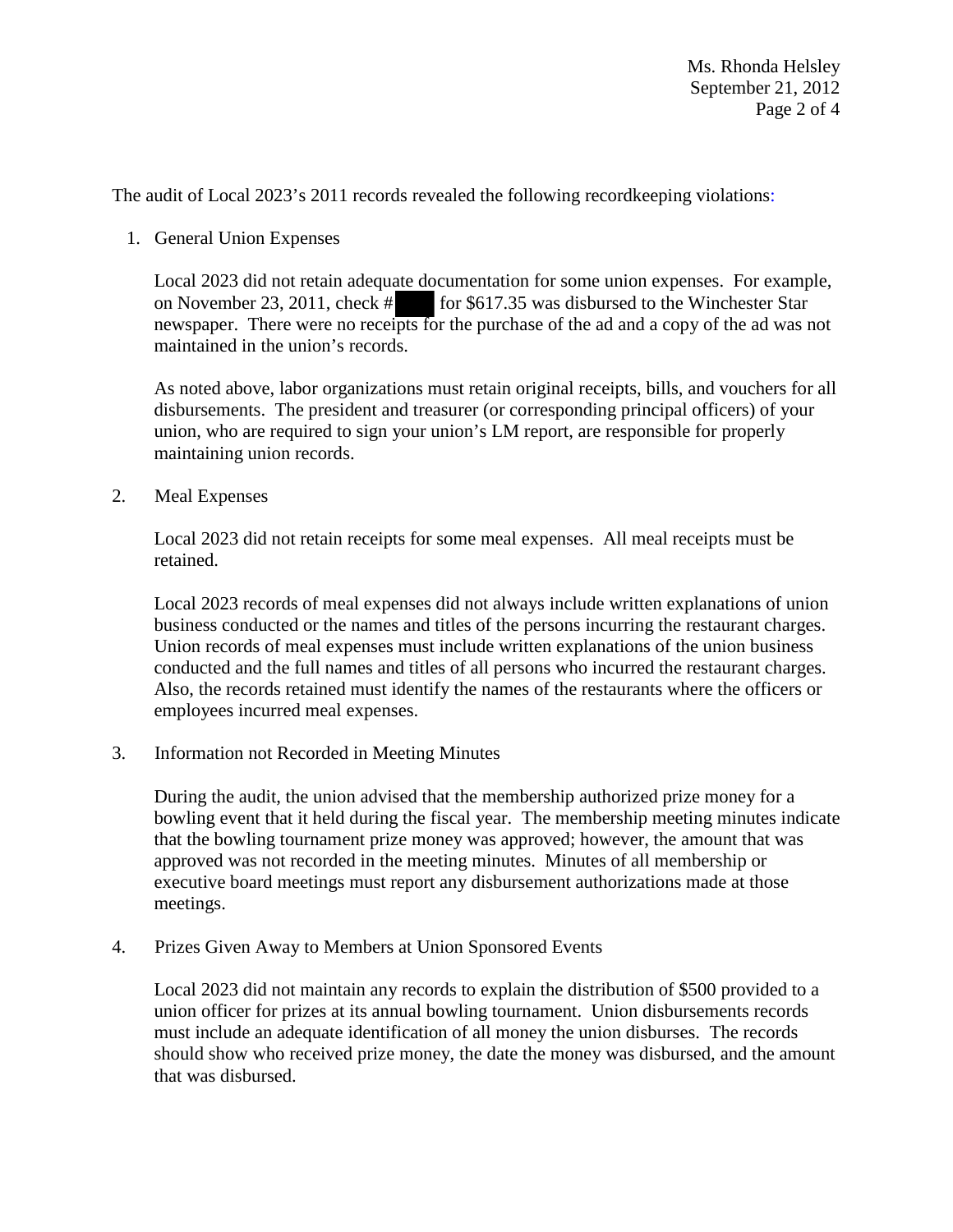The audit of Local 2023's 2011 records revealed the following recordkeeping violations:

1. General Union Expenses

   Local 2023 did not retain adequate documentation for some union expenses. For example, on November 23, 2011, check # for $617.35 was disbursed to the Winchester Star newspaper. There were no receipts for the purchase of the ad and a copy of the ad was not maintained in the union's records.

   As noted above, labor organizations must retain original receipts, bills, and vouchers for all disbursements. The president and treasurer (or corresponding principal officers) of your union, who are required to sign your union's LM report, are responsible for properly maintaining union records.

2. Meal Expenses

   Local 2023 did not retain receipts for some meal expenses. All meal receipts must be retained.

   Local 2023 records of meal expenses did not always include written explanations of union business conducted or the names and titles of the persons incurring the restaurant charges. Union records of meal expenses must include written explanations of the union business conducted and the full names and titles of all persons who incurred the restaurant charges. Also, the records retained must identify the names of the restaurants where the officers or employees incurred meal expenses.

3. Information not Recorded in Meeting Minutes

   During the audit, the union advised that the membership authorized prize money for a bowling event that it held during the fiscal year. The membership meeting minutes indicate that the bowling tournament prize money was approved; however, the amount that was approved was not recorded in the meeting minutes. Minutes of all membership or executive board meetings must report any disbursement authorizations made at those meetings.

4. Prizes Given Away to Members at Union Sponsored Events

   Local 2023 did not maintain any records to explain the distribution of $500 provided to a union officer for prizes at its annual bowling tournament. Union disbursements records must include an adequate identification of all money the union disburses. The records should show who received prize money, the date the money was disbursed, and the amount that was disbursed.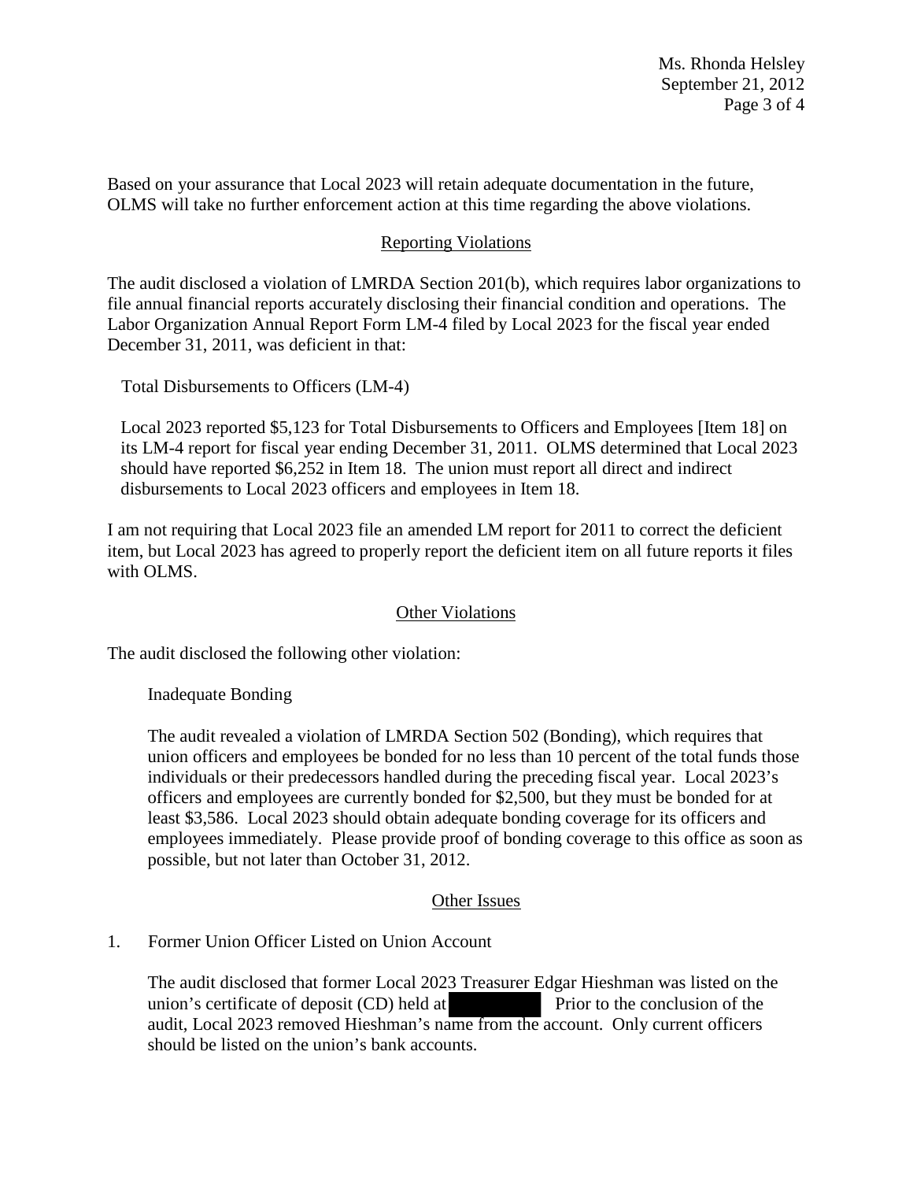Based on your assurance that Local 2023 will retain adequate documentation in the future, OLMS will take no further enforcement action at this time regarding the above violations.

## Reporting Violations

The audit disclosed a violation of LMRDA Section 201(b), which requires labor organizations to file annual financial reports accurately disclosing their financial condition and operations. The Labor Organization Annual Report Form LM-4 filed by Local 2023 for the fiscal year ended December 31, 2011, was deficient in that:

Total Disbursements to Officers (LM-4)

Local 2023 reported $5,123 for Total Disbursements to Officers and Employees [Item 18] on its LM-4 report for fiscal year ending December 31, 2011. OLMS determined that Local 2023 should have reported $6,252 in Item 18. The union must report all direct and indirect disbursements to Local 2023 officers and employees in Item 18.

I am not requiring that Local 2023 file an amended LM report for 2011 to correct the deficient item, but Local 2023 has agreed to properly report the deficient item on all future reports it files with OLMS.

## Other Violations

The audit disclosed the following other violation:

Inadequate Bonding

The audit revealed a violation of LMRDA Section 502 (Bonding), which requires that union officers and employees be bonded for no less than 10 percent of the total funds those individuals or their predecessors handled during the preceding fiscal year. Local 2023's officers and employees are currently bonded for $2,500, but they must be bonded for at least $3,586. Local 2023 should obtain adequate bonding coverage for its officers and employees immediately. Please provide proof of bonding coverage to this office as soon as possible, but not later than October 31, 2012.

## Other Issues

1. Former Union Officer Listed on Union Account

   The audit disclosed that former Local 2023 Treasurer Edgar Hieshman was listed on the union's certificate of deposit (CD) held at [REDACTED] Prior to the conclusion of the audit, Local 2023 removed Hieshman's name from the account. Only current officers should be listed on the union's bank accounts.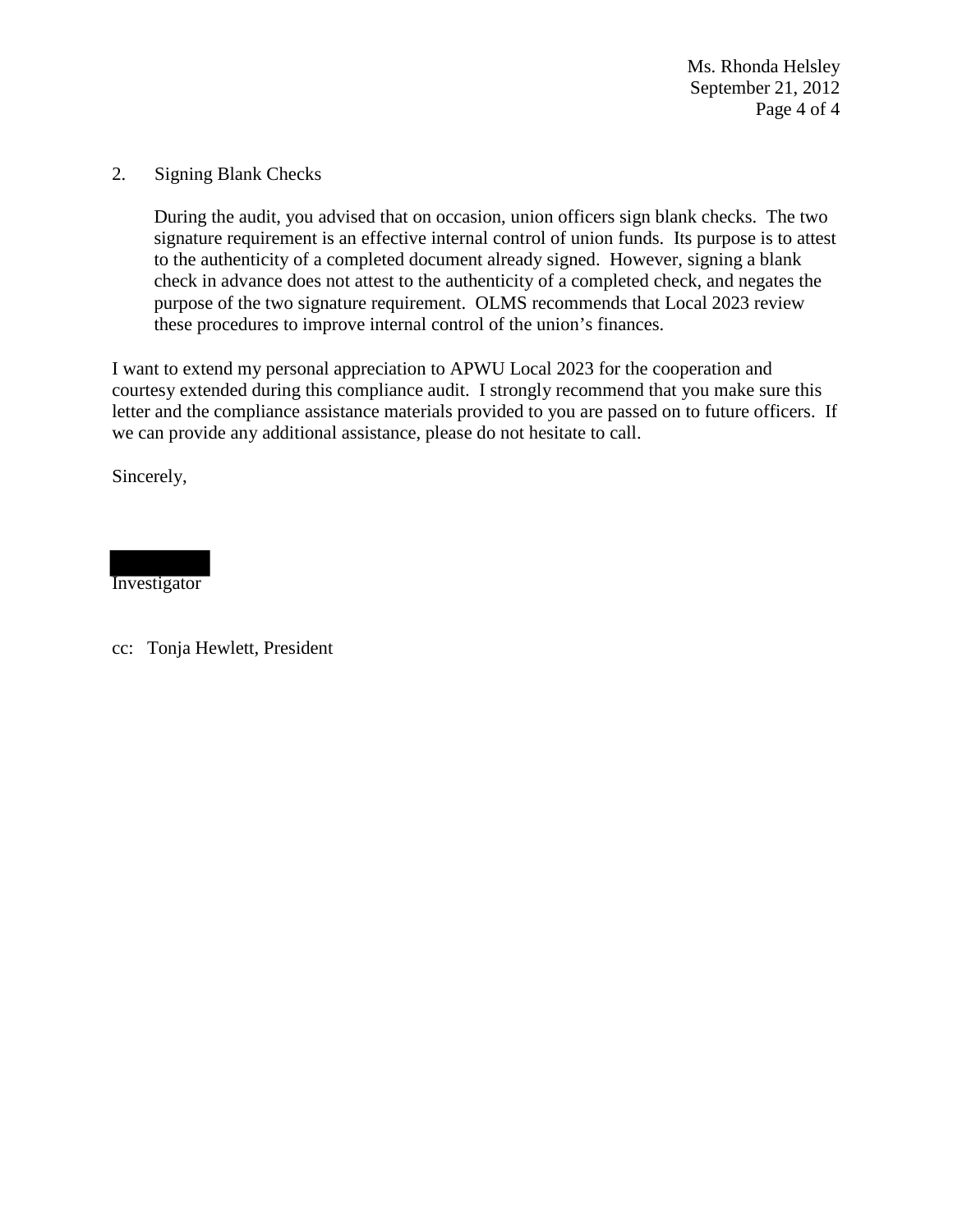2. Signing Blank Checks

   During the audit, you advised that on occasion, union officers sign blank checks. The two signature requirement is an effective internal control of union funds. Its purpose is to attest to the authenticity of a completed document already signed. However, signing a blank check in advance does not attest to the authenticity of a completed check, and negates the purpose of the two signature requirement. OLMS recommends that Local 2023 review these procedures to improve internal control of the union's finances.

I want to extend my personal appreciation to APWU Local 2023 for the cooperation and courtesy extended during this compliance audit. I strongly recommend that you make sure this letter and the compliance assistance materials provided to you are passed on to future officers. If we can provide any additional assistance, please do not hesitate to call.

Sincerely,

Investigator

cc: Tonja Hewlett, President